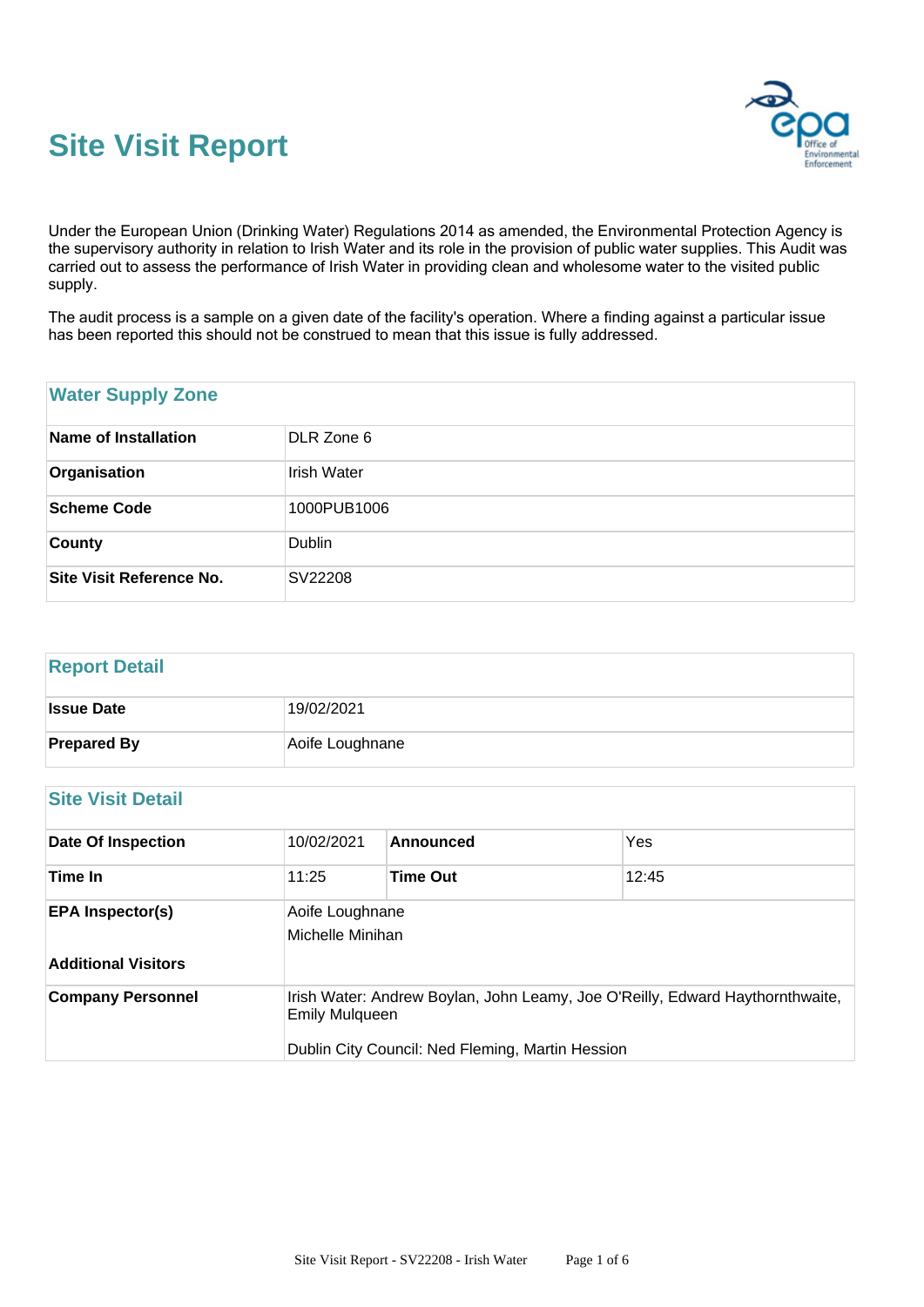# Site Visit Report

Under the European Union (Drinking Water) Regulations 2014 as amended, the Environmental Protection Agency is the supervisory authority in relation to Irish Water and its role in the provision of public water supplies. This Audit was carried out to assess the performance of Irish Water in providing clean and wholesome water to the visited public supply.

The audit process is a sample on a given date of the facility's operation. Where a finding against a particular issue has been reported this should not be construed to mean that this issue is fully addressed.

## Water Supply Zone

| | |
|---|---|
| **Name of Installation** | DLR Zone 6 |
| **Organisation** | Irish Water |
| **Scheme Code** | 1000PUB1006 |
| **County** | Dublin |
| **Site Visit Reference No.** | SV22208 |

## Report Detail

| | |
|---|---|
| **Issue Date** | 19/02/2021 |
| **Prepared By** | Aoife Loughnane |

## Site Visit Detail

| | | | |
|---|---|---|---|
| **Date Of Inspection** | 10/02/2021 | **Announced** | Yes |
| **Time In** | 11:25 | **Time Out** | 12:45 |
| **EPA Inspector(s)** | Aoife Loughnane<br>Michelle Minihan | | |
| **Additional Visitors** | | | |
| **Company Personnel** | Irish Water: Andrew Boylan, John Leamy, Joe O'Reilly, Edward Haythornthwaite, Emily Mulqueen<br><br>Dublin City Council: Ned Fleming, Martin Hession | | |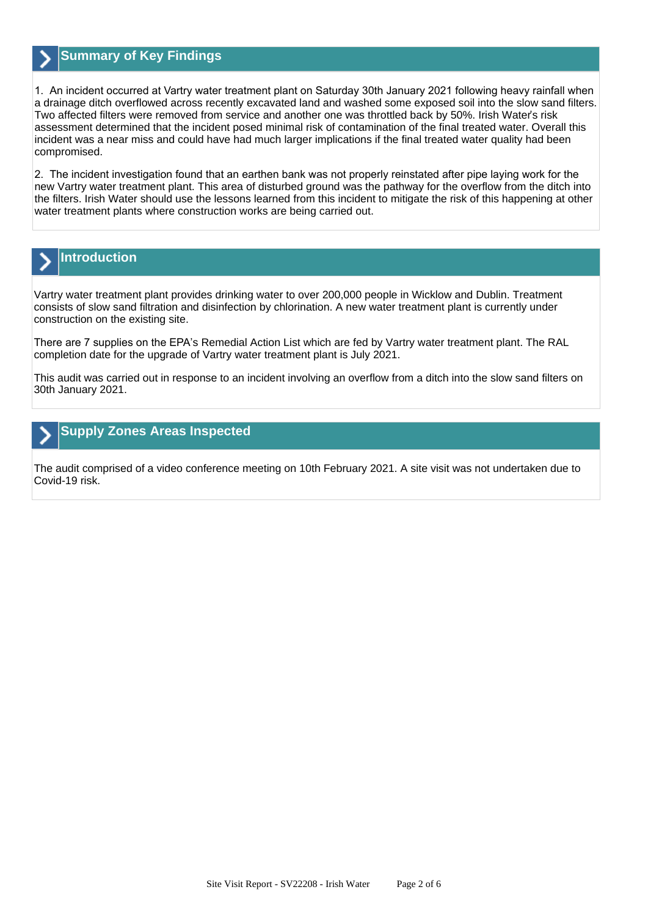## Summary of Key Findings

1. An incident occurred at Vartry water treatment plant on Saturday 30th January 2021 following heavy rainfall when a drainage ditch overflowed across recently excavated land and washed some exposed soil into the slow sand filters. Two affected filters were removed from service and another one was throttled back by 50%. Irish Water's risk assessment determined that the incident posed minimal risk of contamination of the final treated water. Overall this incident was a near miss and could have had much larger implications if the final treated water quality had been compromised.

2. The incident investigation found that an earthen bank was not properly reinstated after pipe laying work for the new Vartry water treatment plant. This area of disturbed ground was the pathway for the overflow from the ditch into the filters. Irish Water should use the lessons learned from this incident to mitigate the risk of this happening at other water treatment plants where construction works are being carried out.

## Introduction

Vartry water treatment plant provides drinking water to over 200,000 people in Wicklow and Dublin. Treatment consists of slow sand filtration and disinfection by chlorination. A new water treatment plant is currently under construction on the existing site.

There are 7 supplies on the EPA's Remedial Action List which are fed by Vartry water treatment plant. The RAL completion date for the upgrade of Vartry water treatment plant is July 2021.

This audit was carried out in response to an incident involving an overflow from a ditch into the slow sand filters on 30th January 2021.

## Supply Zones Areas Inspected

The audit comprised of a video conference meeting on 10th February 2021. A site visit was not undertaken due to Covid-19 risk.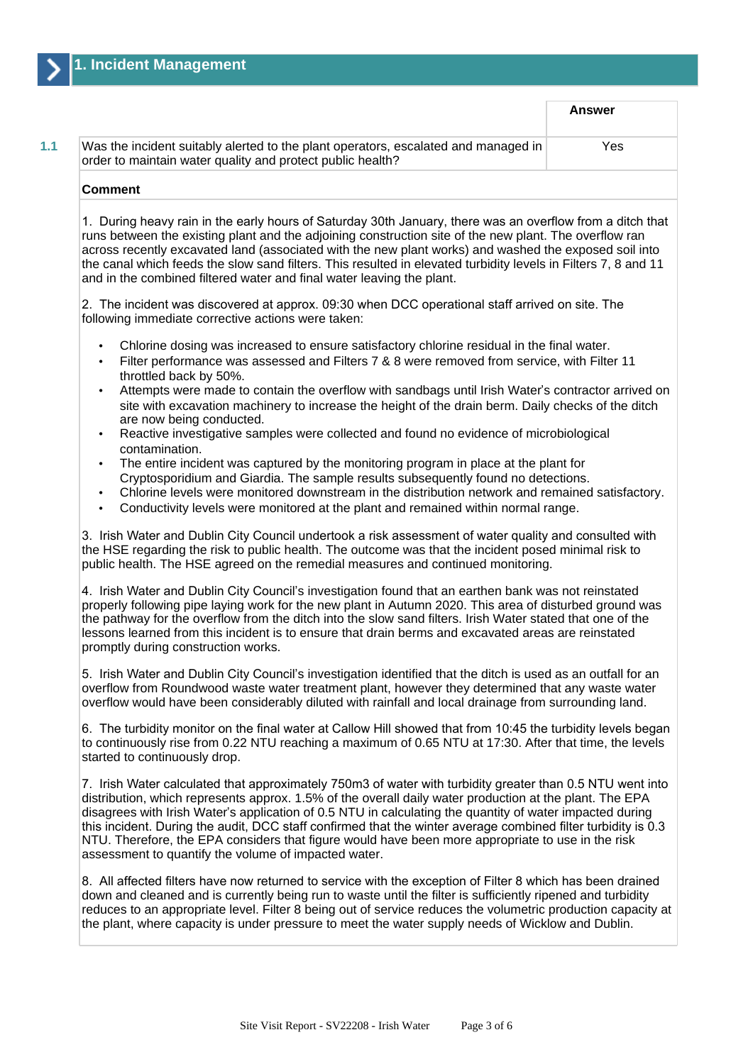## 1. Incident Management

| | | Answer |
|---|---|---|
| 1.1 | Was the incident suitably alerted to the plant operators, escalated and managed in order to maintain water quality and protect public health? | Yes |

**Comment**

1. During heavy rain in the early hours of Saturday 30th January, there was an overflow from a ditch that runs between the existing plant and the adjoining construction site of the new plant. The overflow ran across recently excavated land (associated with the new plant works) and washed the exposed soil into the canal which feeds the slow sand filters. This resulted in elevated turbidity levels in Filters 7, 8 and 11 and in the combined filtered water and final water leaving the plant.

2. The incident was discovered at approx. 09:30 when DCC operational staff arrived on site. The following immediate corrective actions were taken:

- Chlorine dosing was increased to ensure satisfactory chlorine residual in the final water.
- Filter performance was assessed and Filters 7 & 8 were removed from service, with Filter 11 throttled back by 50%.
- Attempts were made to contain the overflow with sandbags until Irish Water's contractor arrived on site with excavation machinery to increase the height of the drain berm. Daily checks of the ditch are now being conducted.
- Reactive investigative samples were collected and found no evidence of microbiological contamination.
- The entire incident was captured by the monitoring program in place at the plant for Cryptosporidium and Giardia. The sample results subsequently found no detections.
- Chlorine levels were monitored downstream in the distribution network and remained satisfactory.
- Conductivity levels were monitored at the plant and remained within normal range.

3. Irish Water and Dublin City Council undertook a risk assessment of water quality and consulted with the HSE regarding the risk to public health. The outcome was that the incident posed minimal risk to public health. The HSE agreed on the remedial measures and continued monitoring.

4. Irish Water and Dublin City Council's investigation found that an earthen bank was not reinstated properly following pipe laying work for the new plant in Autumn 2020. This area of disturbed ground was the pathway for the overflow from the ditch into the slow sand filters. Irish Water stated that one of the lessons learned from this incident is to ensure that drain berms and excavated areas are reinstated promptly during construction works.

5. Irish Water and Dublin City Council's investigation identified that the ditch is used as an outfall for an overflow from Roundwood waste water treatment plant, however they determined that any waste water overflow would have been considerably diluted with rainfall and local drainage from surrounding land.

6. The turbidity monitor on the final water at Callow Hill showed that from 10:45 the turbidity levels began to continuously rise from 0.22 NTU reaching a maximum of 0.65 NTU at 17:30. After that time, the levels started to continuously drop.

7. Irish Water calculated that approximately 750m3 of water with turbidity greater than 0.5 NTU went into distribution, which represents approx. 1.5% of the overall daily water production at the plant. The EPA disagrees with Irish Water's application of 0.5 NTU in calculating the quantity of water impacted during this incident. During the audit, DCC staff confirmed that the winter average combined filter turbidity is 0.3 NTU. Therefore, the EPA considers that figure would have been more appropriate to use in the risk assessment to quantify the volume of impacted water.

8. All affected filters have now returned to service with the exception of Filter 8 which has been drained down and cleaned and is currently being run to waste until the filter is sufficiently ripened and turbidity reduces to an appropriate level. Filter 8 being out of service reduces the volumetric production capacity at the plant, where capacity is under pressure to meet the water supply needs of Wicklow and Dublin.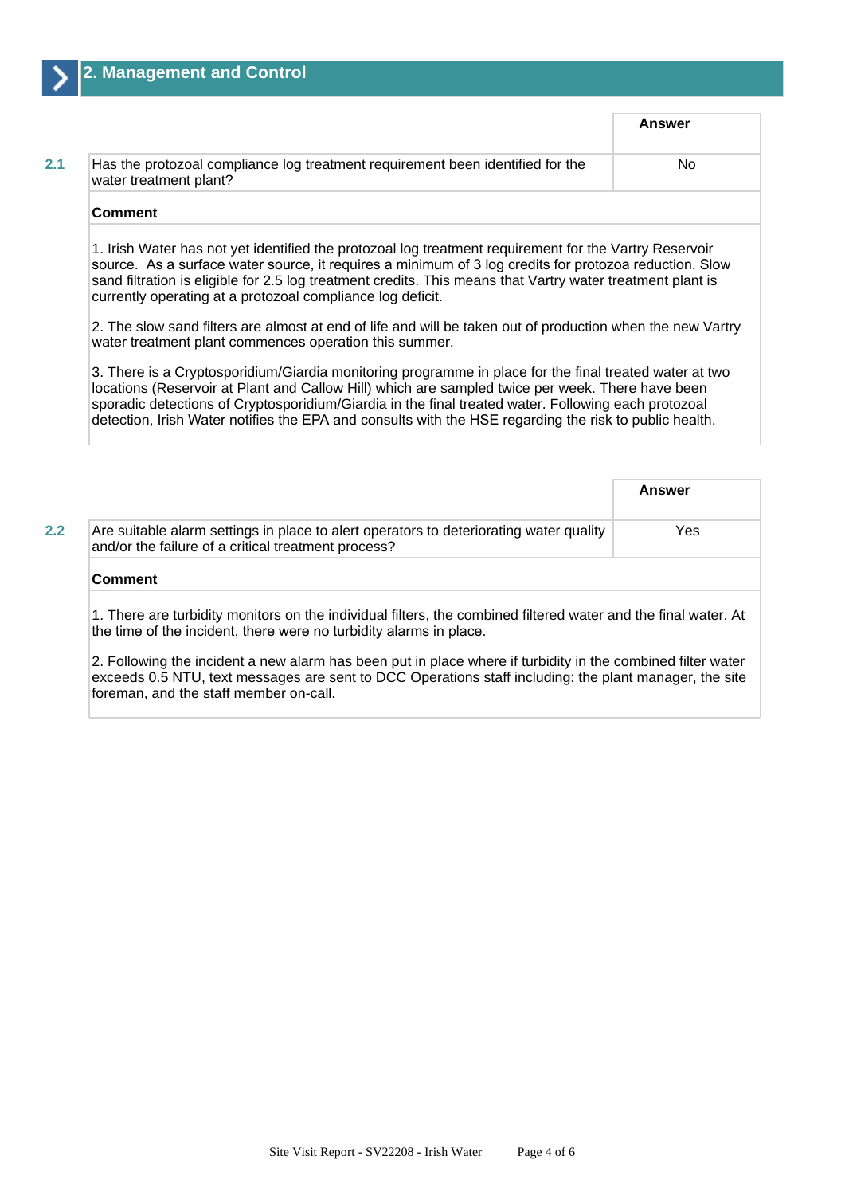## 2. Management and Control

| | | Answer |
|---|---|---|
| 2.1 | Has the protozoal compliance log treatment requirement been identified for the water treatment plant? | No |

**Comment**

1. Irish Water has not yet identified the protozoal log treatment requirement for the Vartry Reservoir source. As a surface water source, it requires a minimum of 3 log credits for protozoa reduction. Slow sand filtration is eligible for 2.5 log treatment credits. This means that Vartry water treatment plant is currently operating at a protozoal compliance log deficit.

2. The slow sand filters are almost at end of life and will be taken out of production when the new Vartry water treatment plant commences operation this summer.

3. There is a Cryptosporidium/Giardia monitoring programme in place for the final treated water at two locations (Reservoir at Plant and Callow Hill) which are sampled twice per week. There have been sporadic detections of Cryptosporidium/Giardia in the final treated water. Following each protozoal detection, Irish Water notifies the EPA and consults with the HSE regarding the risk to public health.

| | | Answer |
|---|---|---|
| 2.2 | Are suitable alarm settings in place to alert operators to deteriorating water quality and/or the failure of a critical treatment process? | Yes |

**Comment**

1. There are turbidity monitors on the individual filters, the combined filtered water and the final water. At the time of the incident, there were no turbidity alarms in place.

2. Following the incident a new alarm has been put in place where if turbidity in the combined filter water exceeds 0.5 NTU, text messages are sent to DCC Operations staff including: the plant manager, the site foreman, and the staff member on-call.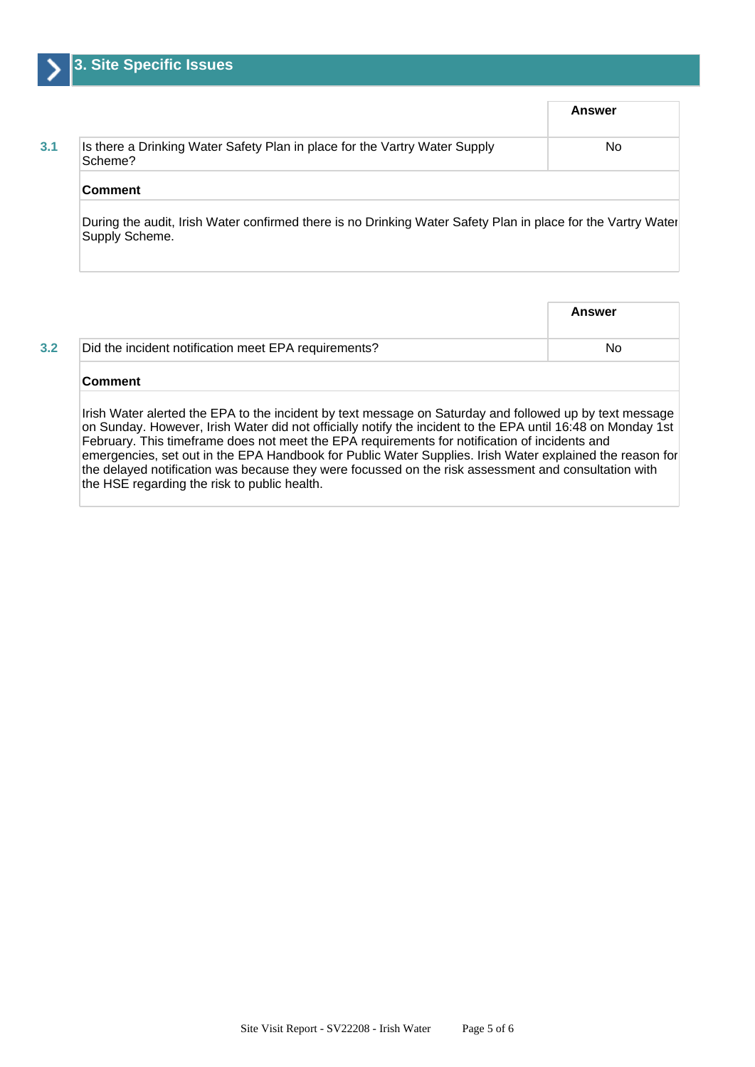## 3. Site Specific Issues

| | | Answer |
|---|---|---|
| 3.1 | Is there a Drinking Water Safety Plan in place for the Vartry Water Supply Scheme? | No |

**Comment**

During the audit, Irish Water confirmed there is no Drinking Water Safety Plan in place for the Vartry Water Supply Scheme.

| | | Answer |
|---|---|---|
| 3.2 | Did the incident notification meet EPA requirements? | No |

**Comment**

Irish Water alerted the EPA to the incident by text message on Saturday and followed up by text message on Sunday. However, Irish Water did not officially notify the incident to the EPA until 16:48 on Monday 1st February. This timeframe does not meet the EPA requirements for notification of incidents and emergencies, set out in the EPA Handbook for Public Water Supplies. Irish Water explained the reason for the delayed notification was because they were focussed on the risk assessment and consultation with the HSE regarding the risk to public health.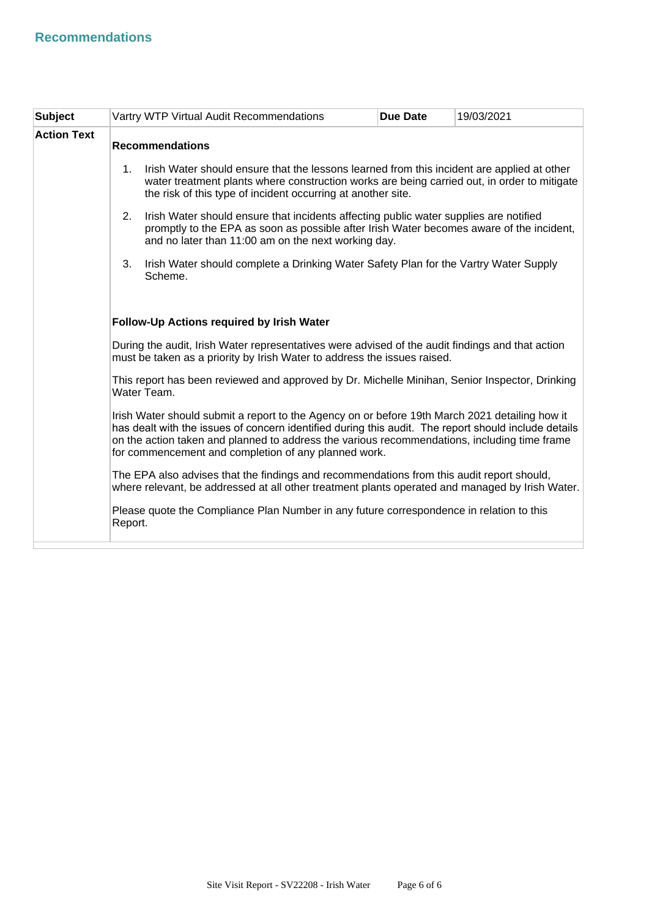## Recommendations

| Subject | Vartry WTP Virtual Audit Recommendations | Due Date | 19/03/2021 |
|---|---|---|---|
| **Action Text** | **Recommendations**<br><br>1. Irish Water should ensure that the lessons learned from this incident are applied at other water treatment plants where construction works are being carried out, in order to mitigate the risk of this type of incident occurring at another site.<br><br>2. Irish Water should ensure that incidents affecting public water supplies are notified promptly to the EPA as soon as possible after Irish Water becomes aware of the incident, and no later than 11:00 am on the next working day.<br><br>3. Irish Water should complete a Drinking Water Safety Plan for the Vartry Water Supply Scheme.<br><br>**Follow-Up Actions required by Irish Water**<br><br>During the audit, Irish Water representatives were advised of the audit findings and that action must be taken as a priority by Irish Water to address the issues raised.<br><br>This report has been reviewed and approved by Dr. Michelle Minihan, Senior Inspector, Drinking Water Team.<br><br>Irish Water should submit a report to the Agency on or before 19th March 2021 detailing how it has dealt with the issues of concern identified during this audit. The report should include details on the action taken and planned to address the various recommendations, including time frame for commencement and completion of any planned work.<br><br>The EPA also advises that the findings and recommendations from this audit report should, where relevant, be addressed at all other treatment plants operated and managed by Irish Water.<br><br>Please quote the Compliance Plan Number in any future correspondence in relation to this Report. | | |